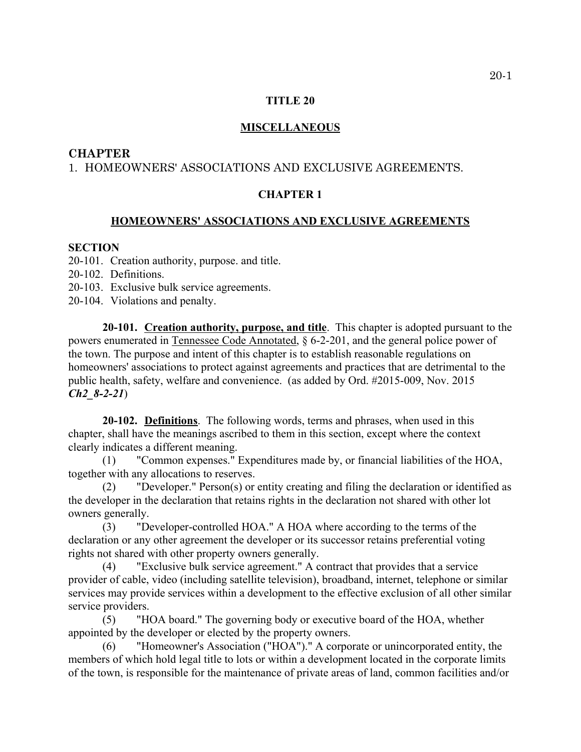# TITLE 20

## MISCELLANEOUS

**CHAPTER**

1. HOMEOWNERS' ASSOCIATIONS AND EXCLUSIVE AGREEMENTS.

## CHAPTER 1

## HOMEOWNERS' ASSOCIATIONS AND EXCLUSIVE AGREEMENTS

**SECTION**

20-101. Creation authority, purpose. and title.
20-102. Definitions.
20-103. Exclusive bulk service agreements.
20-104. Violations and penalty.

**20-101. Creation authority, purpose, and title**. This chapter is adopted pursuant to the powers enumerated in Tennessee Code Annotated, § 6-2-201, and the general police power of the town. The purpose and intent of this chapter is to establish reasonable regulations on homeowners' associations to protect against agreements and practices that are detrimental to the public health, safety, welfare and convenience. (as added by Ord. #2015-009, Nov. 2015 ***Ch2_8-2-21***)

**20-102. Definitions**. The following words, terms and phrases, when used in this chapter, shall have the meanings ascribed to them in this section, except where the context clearly indicates a different meaning.

(1) "Common expenses." Expenditures made by, or financial liabilities of the HOA, together with any allocations to reserves.

(2) "Developer." Person(s) or entity creating and filing the declaration or identified as the developer in the declaration that retains rights in the declaration not shared with other lot owners generally.

(3) "Developer-controlled HOA." A HOA where according to the terms of the declaration or any other agreement the developer or its successor retains preferential voting rights not shared with other property owners generally.

(4) "Exclusive bulk service agreement." A contract that provides that a service provider of cable, video (including satellite television), broadband, internet, telephone or similar services may provide services within a development to the effective exclusion of all other similar service providers.

(5) "HOA board." The governing body or executive board of the HOA, whether appointed by the developer or elected by the property owners.

(6) "Homeowner's Association ("HOA")." A corporate or unincorporated entity, the members of which hold legal title to lots or within a development located in the corporate limits of the town, is responsible for the maintenance of private areas of land, common facilities and/or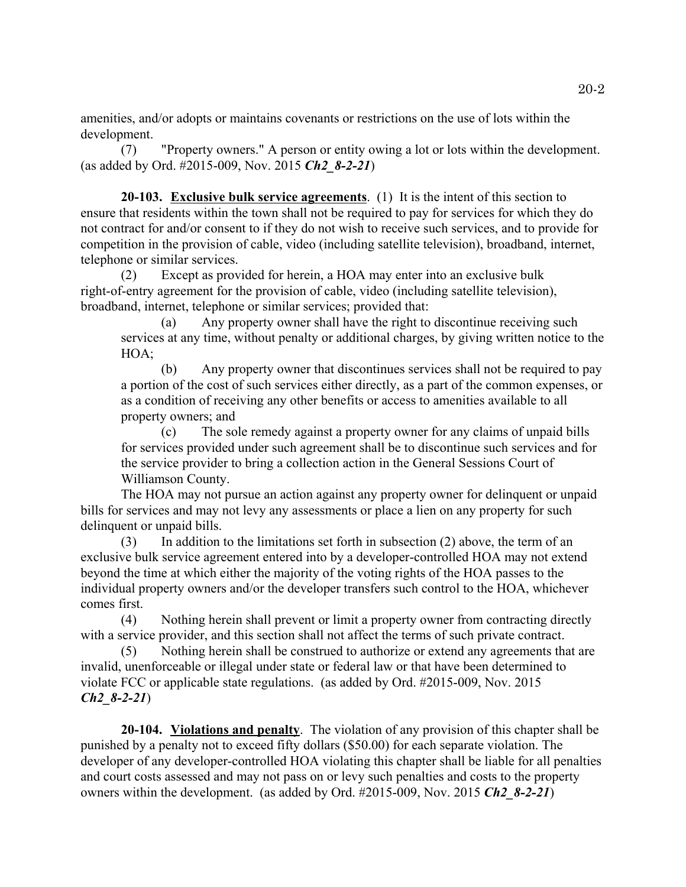amenities, and/or adopts or maintains covenants or restrictions on the use of lots within the development.

(7) "Property owners." A person or entity owing a lot or lots within the development. (as added by Ord. #2015-009, Nov. 2015 ***Ch2_8-2-21***)

**20-103. <u>Exclusive bulk service agreements</u>**. (1) It is the intent of this section to ensure that residents within the town shall not be required to pay for services for which they do not contract for and/or consent to if they do not wish to receive such services, and to provide for competition in the provision of cable, video (including satellite television), broadband, internet, telephone or similar services.

(2) Except as provided for herein, a HOA may enter into an exclusive bulk right-of-entry agreement for the provision of cable, video (including satellite television), broadband, internet, telephone or similar services; provided that:

(a) Any property owner shall have the right to discontinue receiving such services at any time, without penalty or additional charges, by giving written notice to the HOA;

(b) Any property owner that discontinues services shall not be required to pay a portion of the cost of such services either directly, as a part of the common expenses, or as a condition of receiving any other benefits or access to amenities available to all property owners; and

(c) The sole remedy against a property owner for any claims of unpaid bills for services provided under such agreement shall be to discontinue such services and for the service provider to bring a collection action in the General Sessions Court of Williamson County.

The HOA may not pursue an action against any property owner for delinquent or unpaid bills for services and may not levy any assessments or place a lien on any property for such delinquent or unpaid bills.

(3) In addition to the limitations set forth in subsection (2) above, the term of an exclusive bulk service agreement entered into by a developer-controlled HOA may not extend beyond the time at which either the majority of the voting rights of the HOA passes to the individual property owners and/or the developer transfers such control to the HOA, whichever comes first.

(4) Nothing herein shall prevent or limit a property owner from contracting directly with a service provider, and this section shall not affect the terms of such private contract.

(5) Nothing herein shall be construed to authorize or extend any agreements that are invalid, unenforceable or illegal under state or federal law or that have been determined to violate FCC or applicable state regulations. (as added by Ord. #2015-009, Nov. 2015 ***Ch2_8-2-21***)

**20-104. <u>Violations and penalty</u>**. The violation of any provision of this chapter shall be punished by a penalty not to exceed fifty dollars ($50.00) for each separate violation. The developer of any developer-controlled HOA violating this chapter shall be liable for all penalties and court costs assessed and may not pass on or levy such penalties and costs to the property owners within the development. (as added by Ord. #2015-009, Nov. 2015 ***Ch2_8-2-21***)